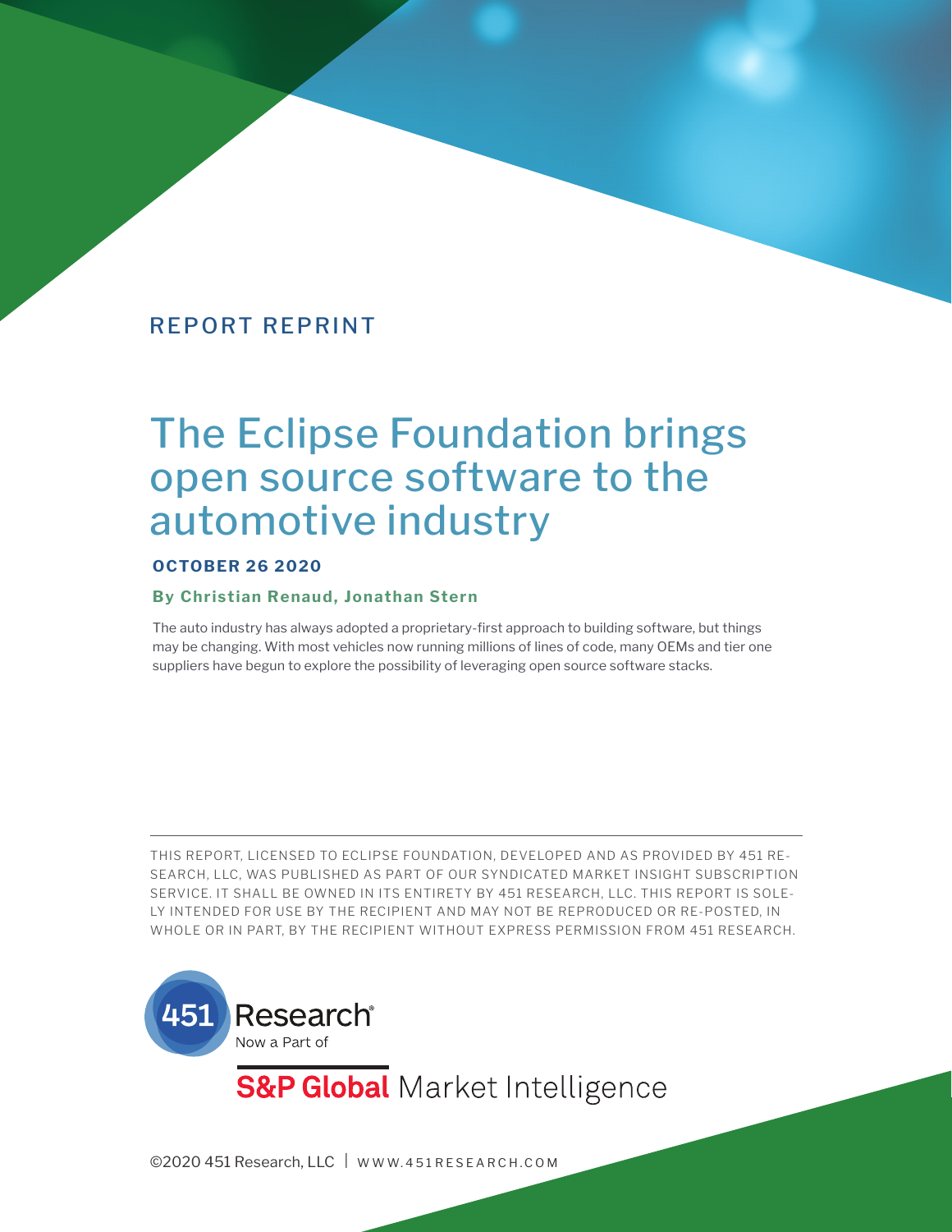REPORT REPRINT

# The Eclipse Foundation brings open source software to the automotive industry

**OCTOBER 26 2020**

**By Christian Renaud, Jonathan Stern**

The auto industry has always adopted a proprietary-first approach to building software, but things may be changing. With most vehicles now running millions of lines of code, many OEMs and tier one suppliers have begun to explore the possibility of leveraging open source software stacks.

---

THIS REPORT, LICENSED TO ECLIPSE FOUNDATION, DEVELOPED AND AS PROVIDED BY 451 RESEARCH, LLC, WAS PUBLISHED AS PART OF OUR SYNDICATED MARKET INSIGHT SUBSCRIPTION SERVICE. IT SHALL BE OWNED IN ITS ENTIRETY BY 451 RESEARCH, LLC. THIS REPORT IS SOLELY INTENDED FOR USE BY THE RECIPIENT AND MAY NOT BE REPRODUCED OR RE-POSTED, IN WHOLE OR IN PART, BY THE RECIPIENT WITHOUT EXPRESS PERMISSION FROM 451 RESEARCH.

451 Research® Now a Part of

S&P Global Market Intelligence

©2020 451 Research, LLC | WWW.451RESEARCH.COM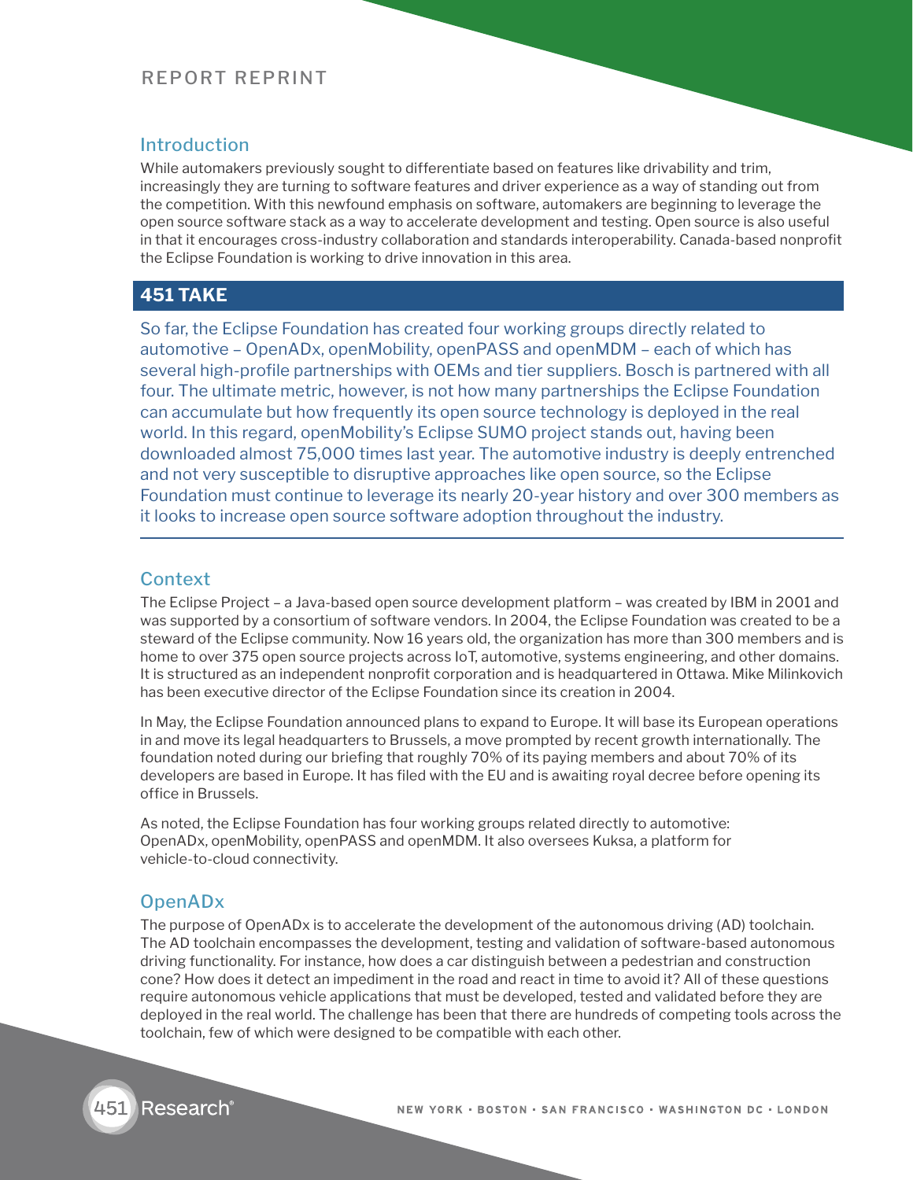## Introduction

While automakers previously sought to differentiate based on features like drivability and trim, increasingly they are turning to software features and driver experience as a way of standing out from the competition. With this newfound emphasis on software, automakers are beginning to leverage the open source software stack as a way to accelerate development and testing. Open source is also useful in that it encourages cross-industry collaboration and standards interoperability. Canada-based nonprofit the Eclipse Foundation is working to drive innovation in this area.

## 451 TAKE

So far, the Eclipse Foundation has created four working groups directly related to automotive – OpenADx, openMobility, openPASS and openMDM – each of which has several high-profile partnerships with OEMs and tier suppliers. Bosch is partnered with all four. The ultimate metric, however, is not how many partnerships the Eclipse Foundation can accumulate but how frequently its open source technology is deployed in the real world. In this regard, openMobility's Eclipse SUMO project stands out, having been downloaded almost 75,000 times last year. The automotive industry is deeply entrenched and not very susceptible to disruptive approaches like open source, so the Eclipse Foundation must continue to leverage its nearly 20-year history and over 300 members as it looks to increase open source software adoption throughout the industry.

## Context

The Eclipse Project – a Java-based open source development platform – was created by IBM in 2001 and was supported by a consortium of software vendors. In 2004, the Eclipse Foundation was created to be a steward of the Eclipse community. Now 16 years old, the organization has more than 300 members and is home to over 375 open source projects across IoT, automotive, systems engineering, and other domains. It is structured as an independent nonprofit corporation and is headquartered in Ottawa. Mike Milinkovich has been executive director of the Eclipse Foundation since its creation in 2004.

In May, the Eclipse Foundation announced plans to expand to Europe. It will base its European operations in and move its legal headquarters to Brussels, a move prompted by recent growth internationally. The foundation noted during our briefing that roughly 70% of its paying members and about 70% of its developers are based in Europe. It has filed with the EU and is awaiting royal decree before opening its office in Brussels.

As noted, the Eclipse Foundation has four working groups related directly to automotive: OpenADx, openMobility, openPASS and openMDM. It also oversees Kuksa, a platform for vehicle-to-cloud connectivity.

## OpenADx

The purpose of OpenADx is to accelerate the development of the autonomous driving (AD) toolchain. The AD toolchain encompasses the development, testing and validation of software-based autonomous driving functionality. For instance, how does a car distinguish between a pedestrian and construction cone? How does it detect an impediment in the road and react in time to avoid it? All of these questions require autonomous vehicle applications that must be developed, tested and validated before they are deployed in the real world. The challenge has been that there are hundreds of competing tools across the toolchain, few of which were designed to be compatible with each other.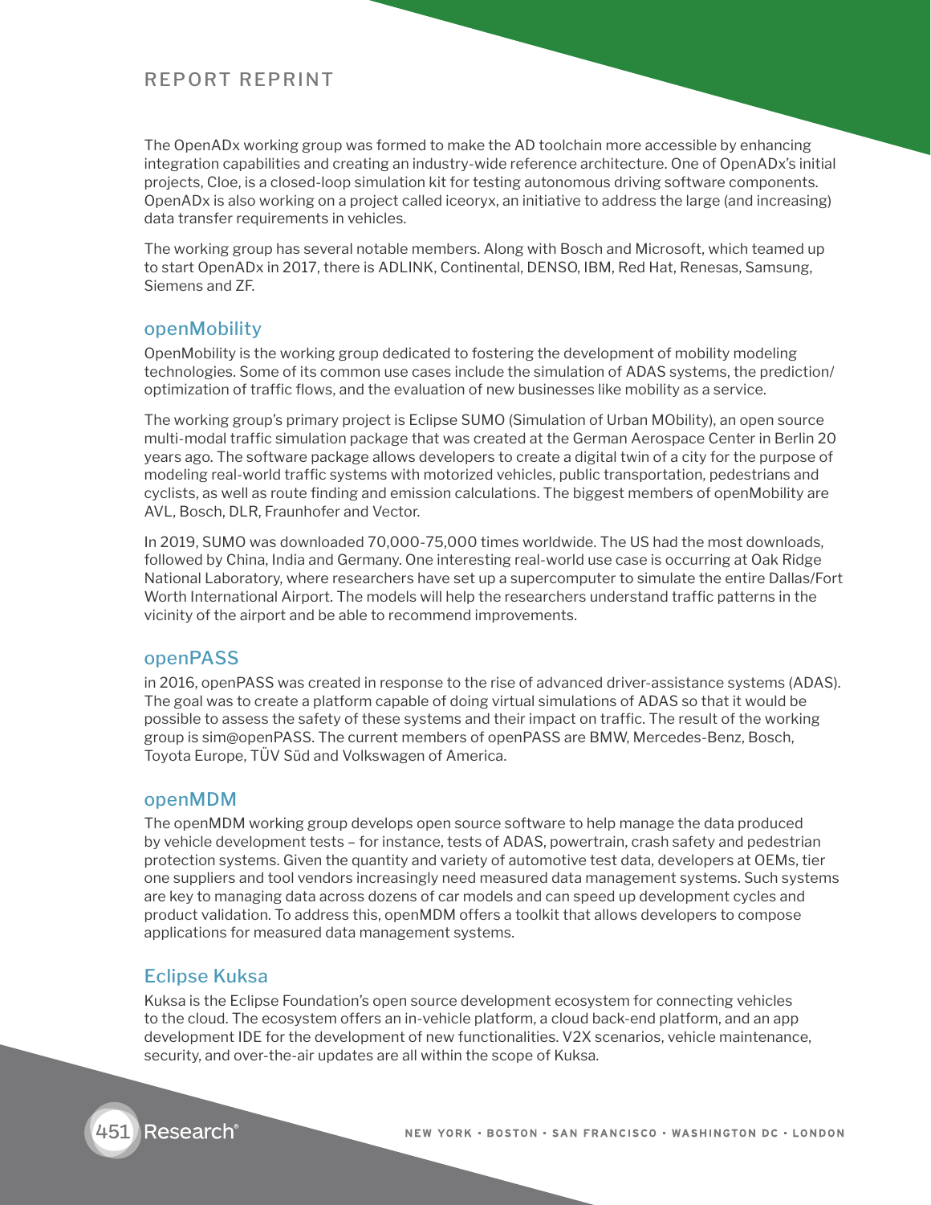The OpenADx working group was formed to make the AD toolchain more accessible by enhancing integration capabilities and creating an industry-wide reference architecture. One of OpenADx's initial projects, Cloe, is a closed-loop simulation kit for testing autonomous driving software components. OpenADx is also working on a project called iceoryx, an initiative to address the large (and increasing) data transfer requirements in vehicles.

The working group has several notable members. Along with Bosch and Microsoft, which teamed up to start OpenADx in 2017, there is ADLINK, Continental, DENSO, IBM, Red Hat, Renesas, Samsung, Siemens and ZF.

## openMobility

OpenMobility is the working group dedicated to fostering the development of mobility modeling technologies. Some of its common use cases include the simulation of ADAS systems, the prediction/optimization of traffic flows, and the evaluation of new businesses like mobility as a service.

The working group's primary project is Eclipse SUMO (Simulation of Urban MObility), an open source multi-modal traffic simulation package that was created at the German Aerospace Center in Berlin 20 years ago. The software package allows developers to create a digital twin of a city for the purpose of modeling real-world traffic systems with motorized vehicles, public transportation, pedestrians and cyclists, as well as route finding and emission calculations. The biggest members of openMobility are AVL, Bosch, DLR, Fraunhofer and Vector.

In 2019, SUMO was downloaded 70,000-75,000 times worldwide. The US had the most downloads, followed by China, India and Germany. One interesting real-world use case is occurring at Oak Ridge National Laboratory, where researchers have set up a supercomputer to simulate the entire Dallas/Fort Worth International Airport. The models will help the researchers understand traffic patterns in the vicinity of the airport and be able to recommend improvements.

## openPASS

in 2016, openPASS was created in response to the rise of advanced driver-assistance systems (ADAS). The goal was to create a platform capable of doing virtual simulations of ADAS so that it would be possible to assess the safety of these systems and their impact on traffic. The result of the working group is sim@openPASS. The current members of openPASS are BMW, Mercedes-Benz, Bosch, Toyota Europe, TÜV Süd and Volkswagen of America.

## openMDM

The openMDM working group develops open source software to help manage the data produced by vehicle development tests – for instance, tests of ADAS, powertrain, crash safety and pedestrian protection systems. Given the quantity and variety of automotive test data, developers at OEMs, tier one suppliers and tool vendors increasingly need measured data management systems. Such systems are key to managing data across dozens of car models and can speed up development cycles and product validation. To address this, openMDM offers a toolkit that allows developers to compose applications for measured data management systems.

## Eclipse Kuksa

Kuksa is the Eclipse Foundation's open source development ecosystem for connecting vehicles to the cloud. The ecosystem offers an in-vehicle platform, a cloud back-end platform, and an app development IDE for the development of new functionalities. V2X scenarios, vehicle maintenance, security, and over-the-air updates are all within the scope of Kuksa.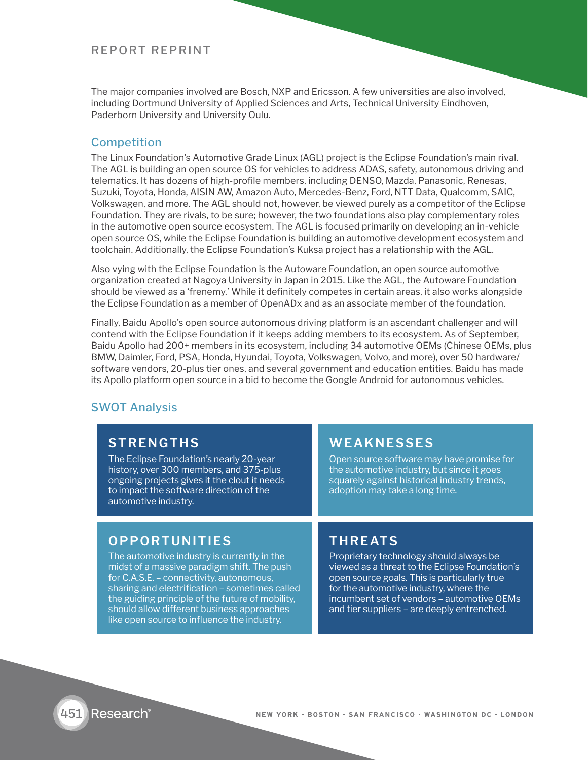The major companies involved are Bosch, NXP and Ericsson. A few universities are also involved, including Dortmund University of Applied Sciences and Arts, Technical University Eindhoven, Paderborn University and University Oulu.

## Competition

The Linux Foundation's Automotive Grade Linux (AGL) project is the Eclipse Foundation's main rival. The AGL is building an open source OS for vehicles to address ADAS, safety, autonomous driving and telematics. It has dozens of high-profile members, including DENSO, Mazda, Panasonic, Renesas, Suzuki, Toyota, Honda, AISIN AW, Amazon Auto, Mercedes-Benz, Ford, NTT Data, Qualcomm, SAIC, Volkswagen, and more. The AGL should not, however, be viewed purely as a competitor of the Eclipse Foundation. They are rivals, to be sure; however, the two foundations also play complementary roles in the automotive open source ecosystem. The AGL is focused primarily on developing an in-vehicle open source OS, while the Eclipse Foundation is building an automotive development ecosystem and toolchain. Additionally, the Eclipse Foundation's Kuksa project has a relationship with the AGL.

Also vying with the Eclipse Foundation is the Autoware Foundation, an open source automotive organization created at Nagoya University in Japan in 2015. Like the AGL, the Autoware Foundation should be viewed as a 'frenemy.' While it definitely competes in certain areas, it also works alongside the Eclipse Foundation as a member of OpenADx and as an associate member of the foundation.

Finally, Baidu Apollo's open source autonomous driving platform is an ascendant challenger and will contend with the Eclipse Foundation if it keeps adding members to its ecosystem. As of September, Baidu Apollo had 200+ members in its ecosystem, including 34 automotive OEMs (Chinese OEMs, plus BMW, Daimler, Ford, PSA, Honda, Hyundai, Toyota, Volkswagen, Volvo, and more), over 50 hardware/software vendors, 20-plus tier ones, and several government and education entities. Baidu has made its Apollo platform open source in a bid to become the Google Android for autonomous vehicles.

## SWOT Analysis

### STRENGTHS

The Eclipse Foundation's nearly 20-year history, over 300 members, and 375-plus ongoing projects gives it the clout it needs to impact the software direction of the automotive industry.

### WEAKNESSES

Open source software may have promise for the automotive industry, but since it goes squarely against historical industry trends, adoption may take a long time.

### OPPORTUNITIES

The automotive industry is currently in the midst of a massive paradigm shift. The push for C.A.S.E. – connectivity, autonomous, sharing and electrification – sometimes called the guiding principle of the future of mobility, should allow different business approaches like open source to influence the industry.

### THREATS

Proprietary technology should always be viewed as a threat to the Eclipse Foundation's open source goals. This is particularly true for the automotive industry, where the incumbent set of vendors – automotive OEMs and tier suppliers – are deeply entrenched.